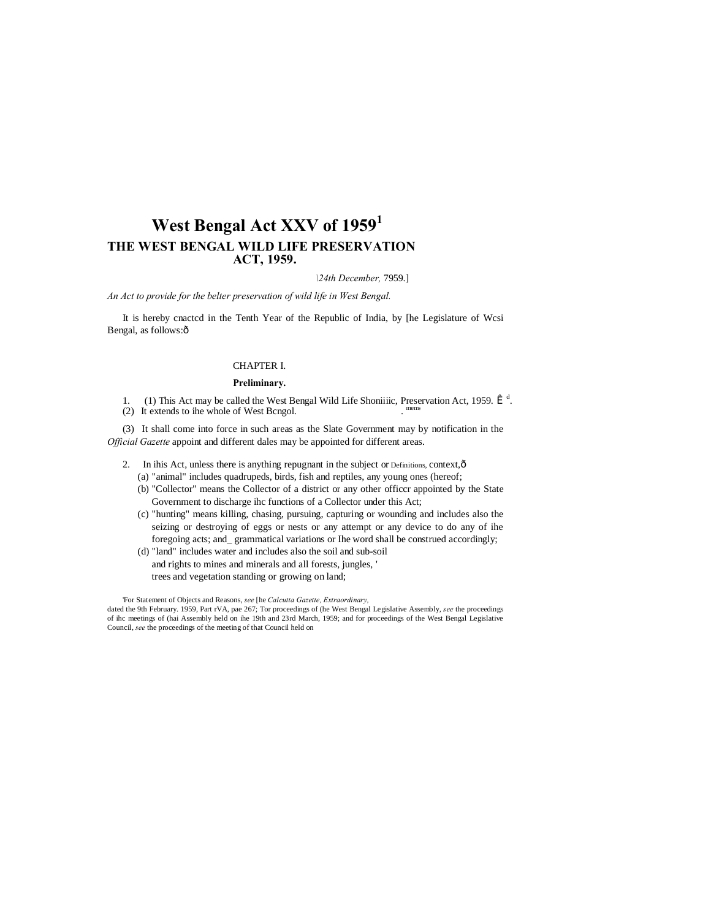# West Bengal Act XXV of 1959[1]

## THE WEST BENGAL WILD LIFE PRESERVATION ACT, 1959.

*\24th December,* 7959.]

*An Act to provide for the belter preservation of wild life in West Bengal.*

It is hereby cnactcd in the Tenth Year of the Republic of India, by [he Legislature of Wcsi Bengal, as follows:ô

CHAPTER I.

**Preliminary.**

1. (1) This Act may be called the West Bengal Wild Life Shoniiiic, Preservation Act, 1959. Ê d.
(2) It extends to ihe whole of West Bcngol. . mem

(3) It shall come into force in such areas as the Slate Government may by notification in the *Official Gazette* appoint and different dales may be appointed for different areas.

2. In ihis Act, unless there is anything repugnant in the subject or Definitions, context,ô
   - (a) "animal" includes quadrupeds, birds, fish and reptiles, any young ones (hereof;
   - (b) "Collector" means the Collector of a district or any other officcr appointed by the State Government to discharge ihc functions of a Collector under this Act;
   - (c) "hunting" means killing, chasing, pursuing, capturing or wounding and includes also the seizing or destroying of eggs or nests or any attempt or any device to do any of ihe foregoing acts; and_ grammatical variations or Ihe word shall be construed accordingly;
   - (d) "land" includes water and includes also the soil and sub-soil and rights to mines and minerals and all forests, jungles, ' trees and vegetation standing or growing on land;

'For Statement of Objects and Reasons, *see* [he *Calcutta Gazette, Extraordinary,* dated the 9th February. 1959, Part rVA, pae 267; Tor proceedings of (he West Bengal Legislative Assembly, *see* the proceedings of ihc meetings of (hai Assembly held on ihe 19th and 23rd March, 1959; and for proceedings of the West Bengal Legislative Council, *see* the proceedings of the meeting of that Council held on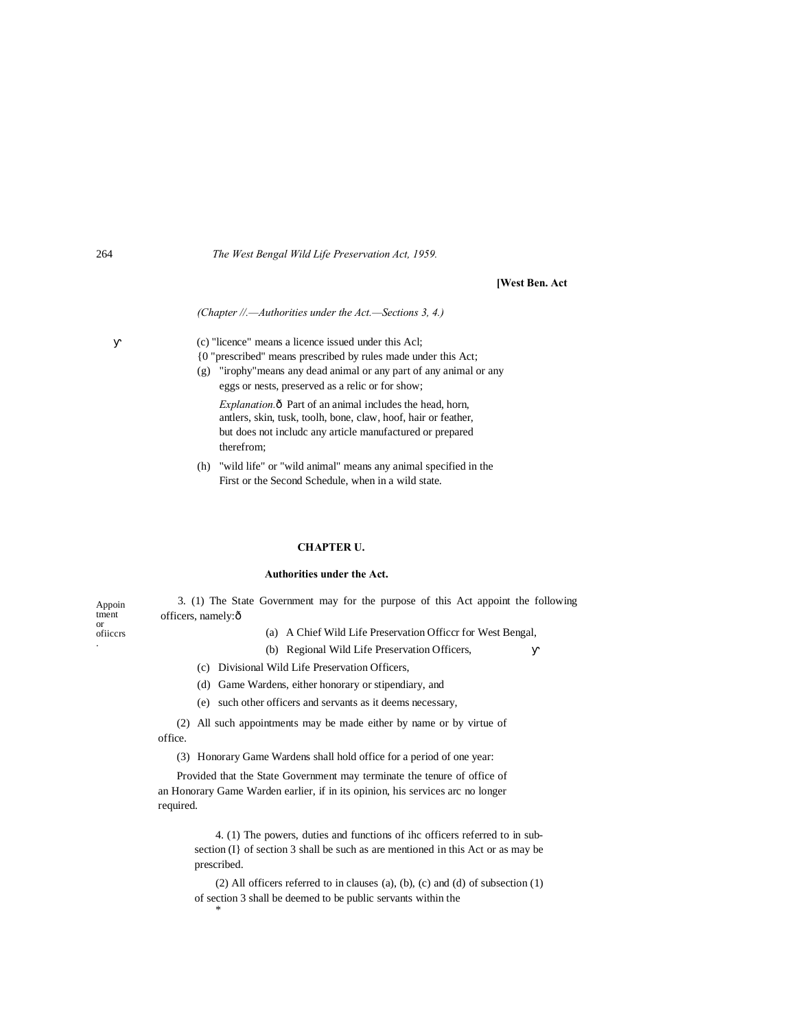(Chapter //.—Authorities under the Act.—Sections 3, 4.)

(c) "licence" means a licence issued under this Acl;

{0 "prescribed" means prescribed by rules made under this Act;

(g) "irophy"means any dead animal or any part of any animal or any eggs or nests, preserved as a relic or for show;

*Explanation.*ô Part of an animal includes the head, horn, antlers, skin, tusk, toolh, bone, claw, hoof, hair or feather, but does not includc any article manufactured or prepared therefrom;

(h) "wild life" or "wild animal" means any animal specified in the First or the Second Schedule, when in a wild state.

## CHAPTER U.

### Authorities under the Act.

Appointment or ofiiccrs.

3. (1) The State Government may for the purpose of this Act appoint the following officers, namely:ô

(a) A Chief Wild Life Preservation Officcr for West Bengal,

(b) Regional Wild Life Preservation Officers,

(c) Divisional Wild Life Preservation Officers,

(d) Game Wardens, either honorary or stipendiary, and

(e) such other officers and servants as it deems necessary,

(2) All such appointments may be made either by name or by virtue of office.

(3) Honorary Game Wardens shall hold office for a period of one year:

Provided that the State Government may terminate the tenure of office of an Honorary Game Warden earlier, if in its opinion, his services arc no longer required.

4. (1) The powers, duties and functions of ihc officers referred to in sub-section (I} of section 3 shall be such as are mentioned in this Act or as may be prescribed.

(2) All officers referred to in clauses (a), (b), (c) and (d) of subsection (1) of section 3 shall be deemed to be public servants within the

*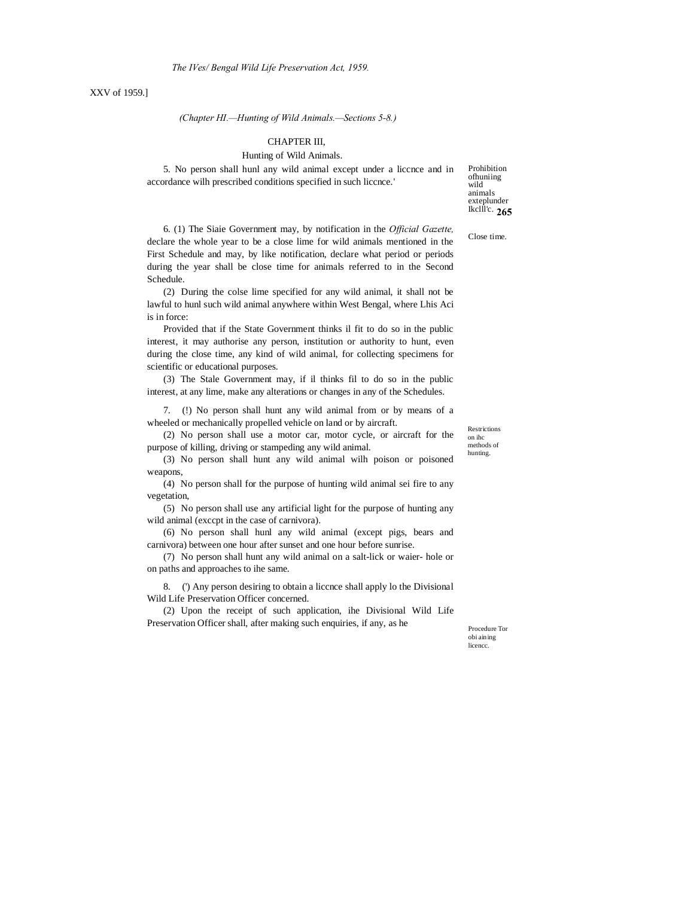XXV of 1959.]

(Chapter HI.—Hunting of Wild Animals.—Sections 5-8.)

## CHAPTER III,

### Hunting of Wild Animals.

Prohibition ofhuniing wild animals exteplunder Ikclll'c.

5. No person shall hunl any wild animal except under a liccnce and in accordance wilh prescribed conditions specified in such liccnce.'

Close time.

6. (1) The Siaie Government may, by notification in the *Official Gazette,* declare the whole year to be a close lime for wild animals mentioned in the First Schedule and may, by like notification, declare what period or periods during the year shall be close time for animals referred to in the Second Schedule.

(2) During the colse lime specified for any wild animal, it shall not be lawful to hunl such wild animal anywhere within West Bengal, where Lhis Aci is in force:

Provided that if the State Government thinks il fit to do so in the public interest, it may authorise any person, institution or authority to hunt, even during the close time, any kind of wild animal, for collecting specimens for scientific or educational purposes.

(3) The Stale Government may, if il thinks fil to do so in the public interest, at any lime, make any alterations or changes in any of the Schedules.

Restrictions on ihc methods of hunting.

7. (!) No person shall hunt any wild animal from or by means of a wheeled or mechanically propelled vehicle on land or by aircraft.

(2) No person shall use a motor car, motor cycle, or aircraft for the purpose of killing, driving or stampeding any wild animal.

(3) No person shall hunt any wild animal wilh poison or poisoned weapons,

(4) No person shall for the purpose of hunting wild animal sei fire to any vegetation,

(5) No person shall use any artificial light for the purpose of hunting any wild animal (exccpt in the case of carnivora).

(6) No person shall hunl any wild animal (except pigs, bears and carnivora) between one hour after sunset and one hour before sunrise.

(7) No person shall hunt any wild animal on a salt-lick or waier- hole or on paths and approaches to ihe same.

Procedure Tor obi aining licencc.

8. (') Any person desiring to obtain a liccnce shall apply lo the Divisional Wild Life Preservation Officer concerned.

(2) Upon the receipt of such application, ihe Divisional Wild Life Preservation Officer shall, after making such enquiries, if any, as he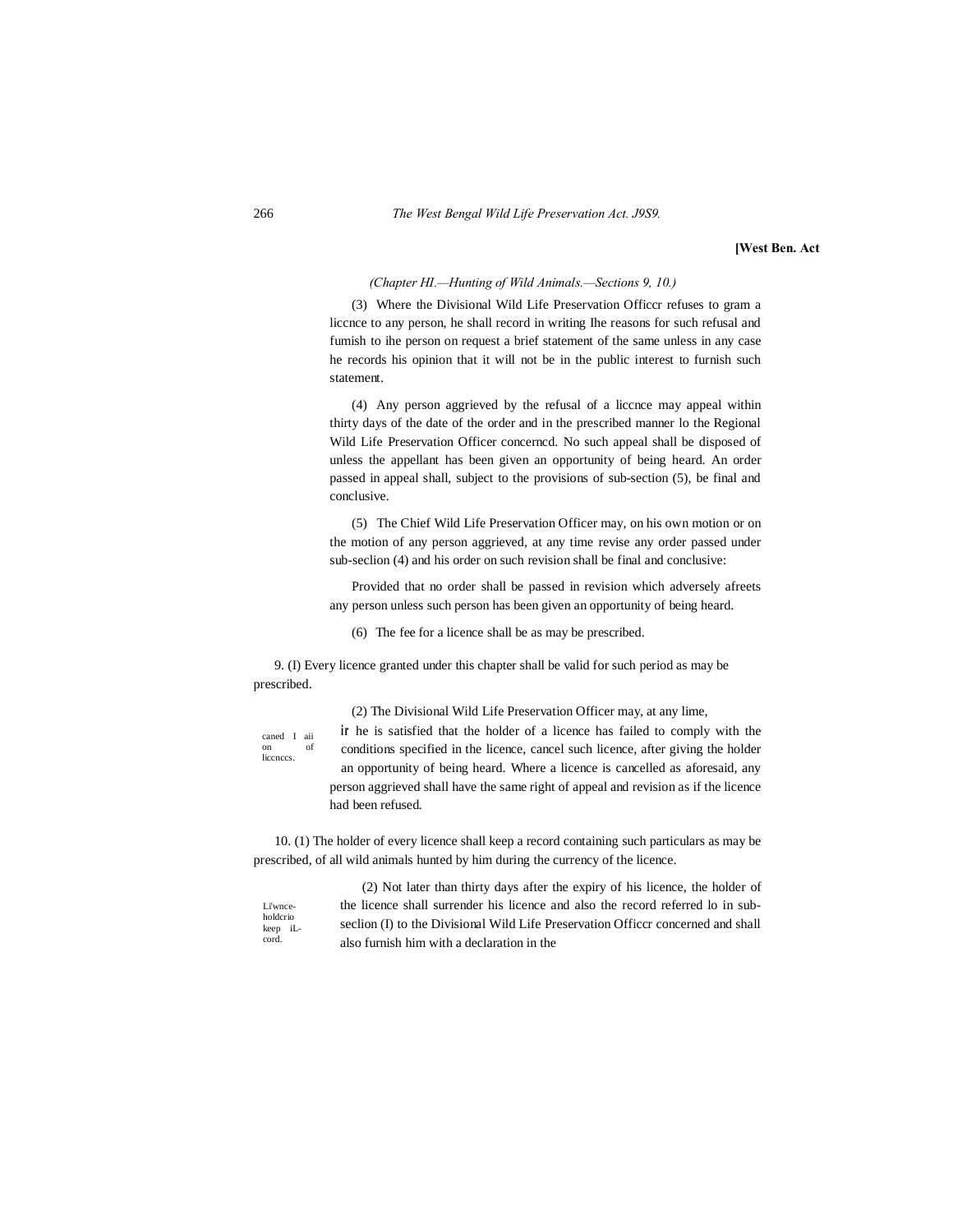*(Chapter HI.—Hunting of Wild Animals.—Sections 9, 10.)*

(3) Where the Divisional Wild Life Preservation Officcr refuses to gram a liccnce to any person, he shall record in writing Ihe reasons for such refusal and fumish to ihe person on request a brief statement of the same unless in any case he records his opinion that it will not be in the public interest to furnish such statement.

(4) Any person aggrieved by the refusal of a liccnce may appeal within thirty days of the date of the order and in the prescribed manner lo the Regional Wild Life Preservation Officer concerncd. No such appeal shall be disposed of unless the appellant has been given an opportunity of being heard. An order passed in appeal shall, subject to the provisions of sub-section (5), be final and conclusive.

(5) The Chief Wild Life Preservation Officer may, on his own motion or on the motion of any person aggrieved, at any time revise any order passed under sub-seclion (4) and his order on such revision shall be final and conclusive:

Provided that no order shall be passed in revision which adversely afreets any person unless such person has been given an opportunity of being heard.

(6) The fee for a licence shall be as may be prescribed.

9. (I) Every licence granted under this chapter shall be valid for such period as may be prescribed.

caned I aii on of liccnccs.

(2) The Divisional Wild Life Preservation Officer may, at any lime, ir he is satisfied that the holder of a licence has failed to comply with the conditions specified in the licence, cancel such licence, after giving the holder an opportunity of being heard. Where a licence is cancelled as aforesaid, any person aggrieved shall have the same right of appeal and revision as if the licence had been refused.

10. (1) The holder of every licence shall keep a record containing such particulars as may be prescribed, of all wild animals hunted by him during the currency of the licence.

Li'wnce-holdcrio keep iL-cord.

(2) Not later than thirty days after the expiry of his licence, the holder of the licence shall surrender his licence and also the record referred lo in sub-seclion (I) to the Divisional Wild Life Preservation Officcr concerned and shall also furnish him with a declaration in the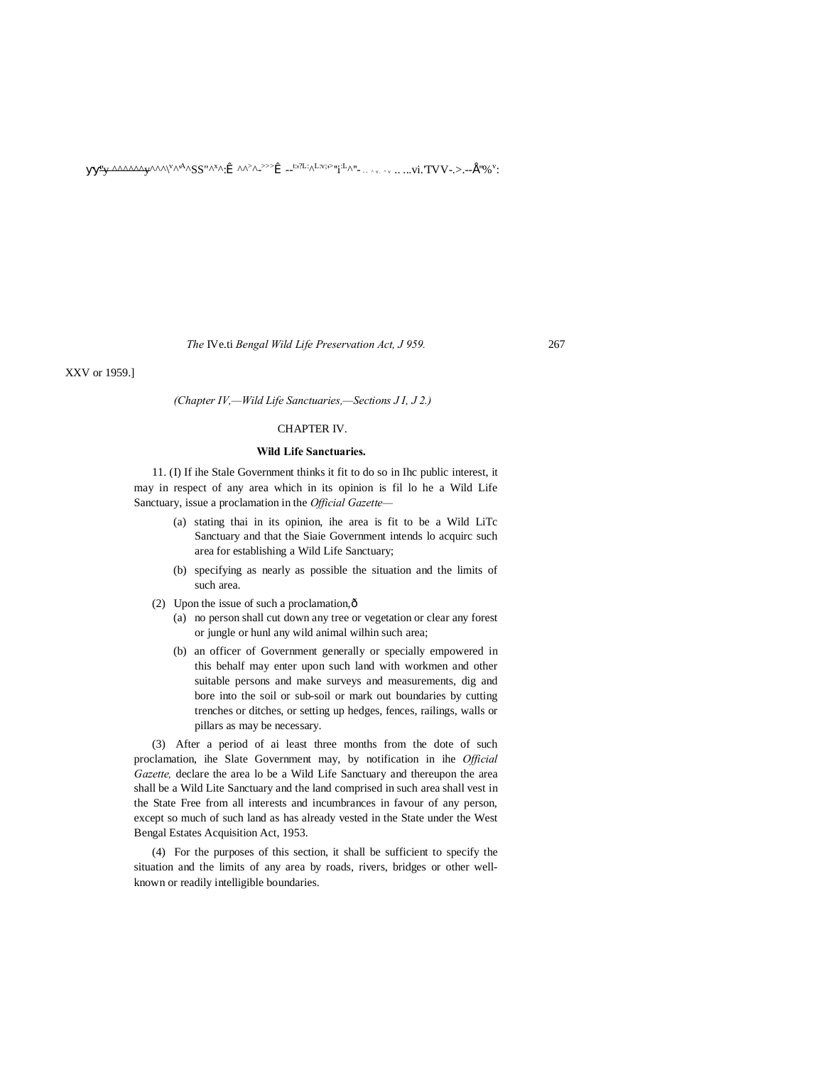*(Chapter IV,—Wild Life Sanctuaries,—Sections J I, J 2.)*

## CHAPTER IV.

### Wild Life Sanctuaries.

11. (I) If ihe Stale Government thinks it fit to do so in Ihc public interest, it may in respect of any area which in its opinion is fil lo he a Wild Life Sanctuary, issue a proclamation in the *Official Gazette*—

(a) stating thai in its opinion, ihe area is fit to be a Wild LiTc Sanctuary and that the Siaie Government intends lo acquirc such area for establishing a Wild Life Sanctuary;

(b) specifying as nearly as possible the situation and the limits of such area.

(2) Upon the issue of such a proclamation,—

(a) no person shall cut down any tree or vegetation or clear any forest or jungle or hunl any wild animal wilhin such area;

(b) an officer of Government generally or specially empowered in this behalf may enter upon such land with workmen and other suitable persons and make surveys and measurements, dig and bore into the soil or sub-soil or mark out boundaries by cutting trenches or ditches, or setting up hedges, fences, railings, walls or pillars as may be necessary.

(3) After a period of ai least three months from the dote of such proclamation, ihe Slate Government may, by notification in ihe *Official Gazette,* declare the area lo be a Wild Life Sanctuary and thereupon the area shall be a Wild Lite Sanctuary and the land comprised in such area shall vest in the State Free from all interests and incumbrances in favour of any person, except so much of such land as has already vested in the State under the West Bengal Estates Acquisition Act, 1953.

(4) For the purposes of this section, it shall be sufficient to specify the situation and the limits of any area by roads, rivers, bridges or other well-known or readily intelligible boundaries.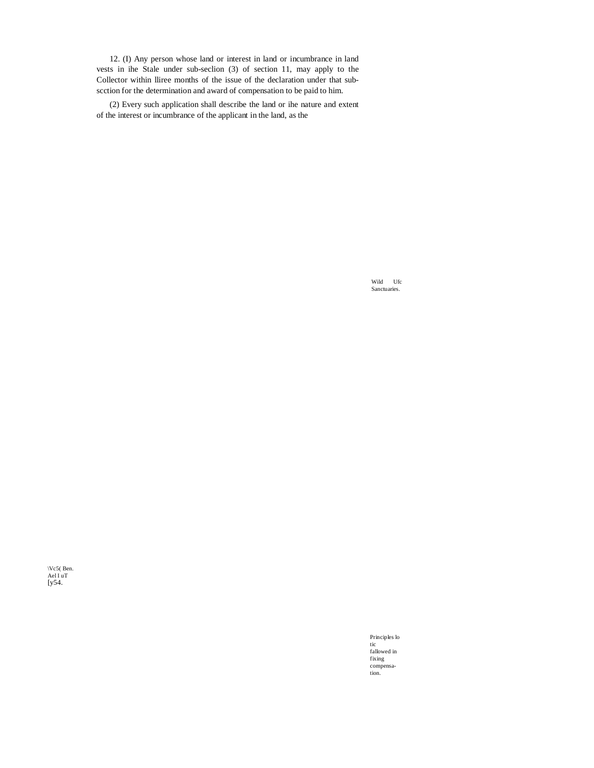12. (I) Any person whose land or interest in land or incumbrance in land vests in ihe Stale under sub-seclion (3) of section 11, may apply to the Collector within lliree months of the issue of the declaration under that sub-scction for the determination and award of compensation to be paid to him.

(2) Every such application shall describe the land or ihe nature and extent of the interest or incumbrance of the applicant in the land, as the

Wild Ufc Sanctuaries.

\Vc5( Ben. Ael I uT [y54.

Principles lo tic fallowed in fixing compensa-tion.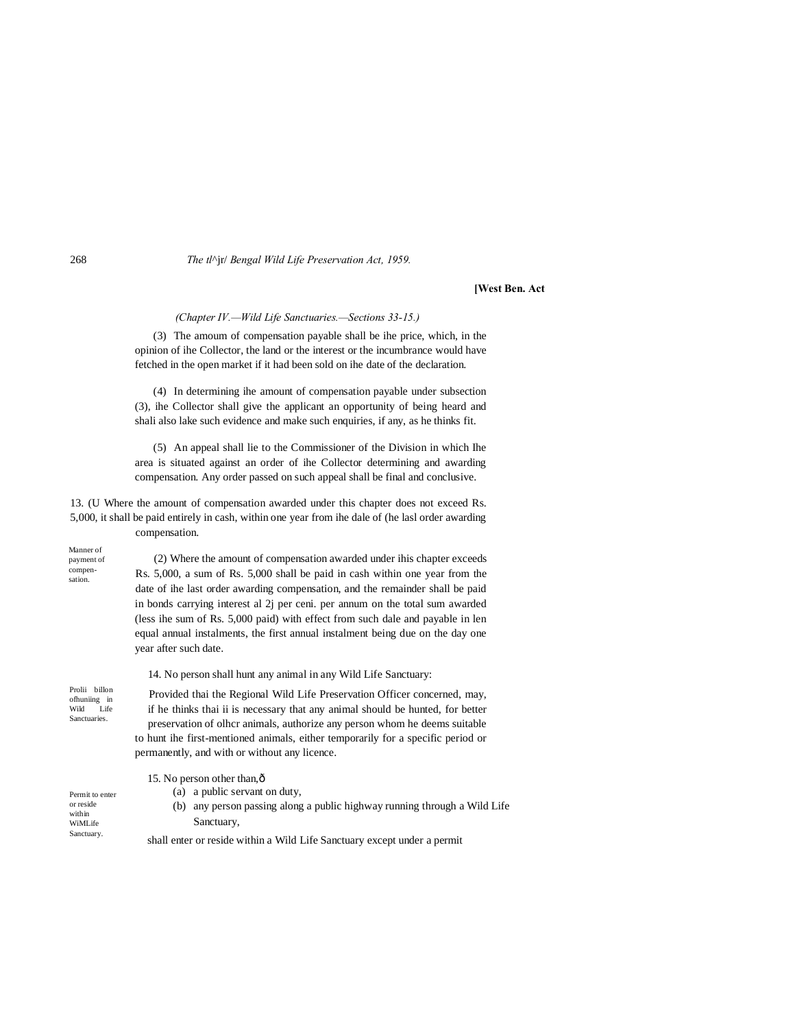*(Chapter IV.—Wild Life Sanctuaries.—Sections 33-15.)*

(3) The amoum of compensation payable shall be ihe price, which, in the opinion of ihe Collector, the land or the interest or the incumbrance would have fetched in the open market if it had been sold on ihe date of the declaration.

(4) In determining ihe amount of compensation payable under subsection (3), ihe Collector shall give the applicant an opportunity of being heard and shali also lake such evidence and make such enquiries, if any, as he thinks fit.

(5) An appeal shall lie to the Commissioner of the Division in which Ihe area is situated against an order of ihe Collector determining and awarding compensation. Any order passed on such appeal shall be final and conclusive.

Manner of payment of compensation.

13. (U Where the amount of compensation awarded under this chapter does not exceed Rs. 5,000, it shall be paid entirely in cash, within one year from ihe dale of (he lasl order awarding compensation.

(2) Where the amount of compensation awarded under ihis chapter exceeds Rs. 5,000, a sum of Rs. 5,000 shall be paid in cash within one year from the date of ihe last order awarding compensation, and the remainder shall be paid in bonds carrying interest al 2j per ceni. per annum on the total sum awarded (less ihe sum of Rs. 5,000 paid) with effect from such dale and payable in len equal annual instalments, the first annual instalment being due on the day one year after such date.

Prolii billon ofhuniing in Wild Life Sanctuaries.

14. No person shall hunt any animal in any Wild Life Sanctuary:

Provided thai the Regional Wild Life Preservation Officer concerned, may, if he thinks thai ii is necessary that any animal should be hunted, for better preservation of olhcr animals, authorize any person whom he deems suitable to hunt ihe first-mentioned animals, either temporarily for a specific period or permanently, and with or without any licence.

Permit to enter or reside within WiMLife Sanctuary.

15. No person other than,—

(a) a public servant on duty,

(b) any person passing along a public highway running through a Wild Life Sanctuary,

shall enter or reside within a Wild Life Sanctuary except under a permit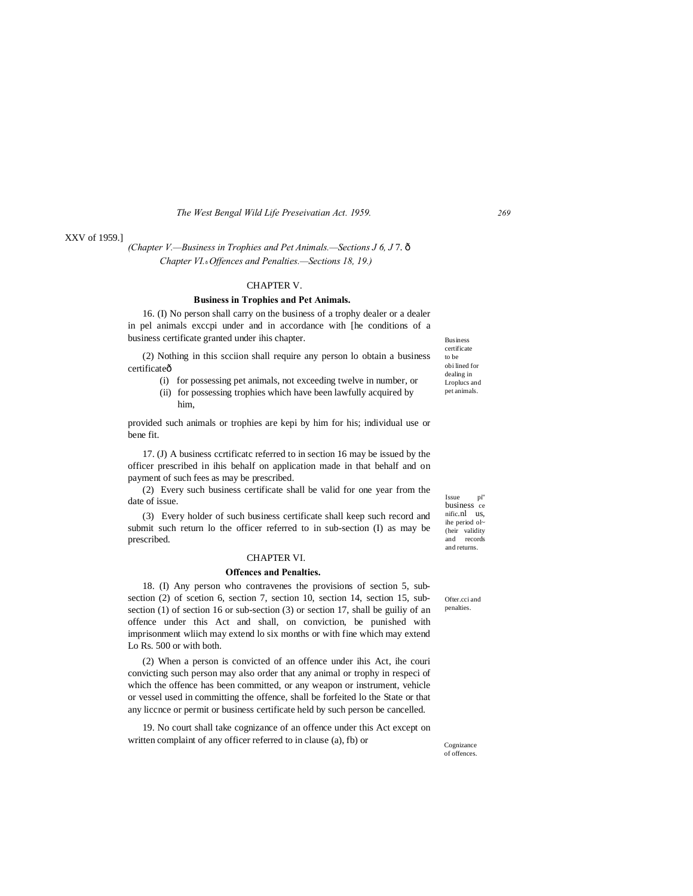XXV of 1959.]

*(Chapter V.—Business in Trophies and Pet Animals.—Sections J 6, J 7. ð Chapter VI.b Offences and Penalties.—Sections 18, 19.)*

## CHAPTER V.

### Business in Trophies and Pet Animals.

Business certificate to be obi lined for dealing in Lroplucs and pet animals.

16. (I) No person shall carry on the business of a trophy dealer or a dealer in pel animals exccpi under and in accordance with [he conditions of a business certificate granted under ihis chapter.

(2) Nothing in this scciion shall require any person lo obtain a business certificateð

- (i) for possessing pet animals, not exceeding twelve in number, or
- (ii) for possessing trophies which have been lawfully acquired by him,

provided such animals or trophies are kepi by him for his; individual use or bene fit.

Issue pi" business ce nific.nl us, ihe period ol~ (heir validity and records and returns.

17. (J) A business ccrtificatc referred to in section 16 may be issued by the officer prescribed in ihis behalf on application made in that behalf and on payment of such fees as may be prescribed.

(2) Every such business certificate shall be valid for one year from the date of issue.

(3) Every holder of such business certificate shall keep such record and submit such return lo the officer referred to in sub-section (I) as may be prescribed.

## CHAPTER VI.

### Offences and Penalties.

Ofter.cci and penalties.

18. (I) Any person who contravenes the provisions of section 5, sub-section (2) of scetion 6, section 7, section 10, section 14, section 15, sub-section (1) of section 16 or sub-section (3) or section 17, shall be guiliy of an offence under this Act and shall, on conviction, be punished with imprisonment wliich may extend lo six months or with fine which may extend Lo Rs. 500 or with both.

(2) When a person is convicted of an offence under ihis Act, ihe couri convicting such person may also order that any animal or trophy in respeci of which the offence has been committed, or any weapon or instrument, vehicle or vessel used in committing the offence, shall be forfeited lo the State or that any liccnce or permit or business certificate held by such person be cancelled.

Cognizance of offences.

19. No court shall take cognizance of an offence under this Act except on written complaint of any officer referred to in clause (a), fb) or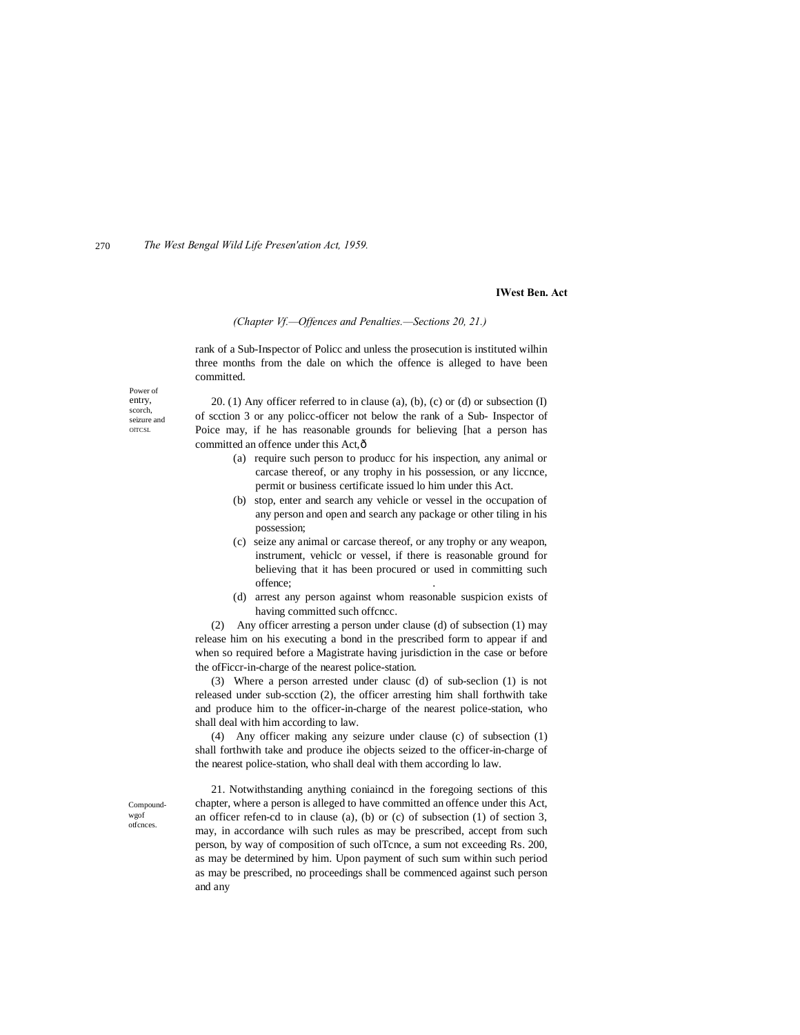(Chapter Vf.—Offences and Penalties.—Sections 20, 21.)

rank of a Sub-Inspector of Policc and unless the prosecution is instituted wilhin three months from the dale on which the offence is alleged to have been committed.

Power of entry, scorch, seizure and OITCSL

20. (1) Any officer referred to in clause (a), (b), (c) or (d) or subsection (I) of scction 3 or any policc-officer not below the rank of a Sub- Inspector of Poice may, if he has reasonable grounds for believing [hat a person has committed an offence under this Act,ð

(a) require such person to producc for his inspection, any animal or carcase thereof, or any trophy in his possession, or any liccnce, permit or business certificate issued lo him under this Act.

(b) stop, enter and search any vehicle or vessel in the occupation of any person and open and search any package or other tiling in his possession;

(c) seize any animal or carcase thereof, or any trophy or any weapon, instrument, vehiclc or vessel, if there is reasonable ground for believing that it has been procured or used in committing such offence;

(d) arrest any person against whom reasonable suspicion exists of having committed such offcncc.

(2) Any officer arresting a person under clause (d) of subsection (1) may release him on his executing a bond in the prescribed form to appear if and when so required before a Magistrate having jurisdiction in the case or before the ofFiccr-in-charge of the nearest police-station.

(3) Where a person arrested under clausc (d) of sub-seclion (1) is not released under sub-scction (2), the officer arresting him shall forthwith take and produce him to the officer-in-charge of the nearest police-station, who shall deal with him according to law.

(4) Any officer making any seizure under clause (c) of subsection (1) shall forthwith take and produce ihe objects seized to the officer-in-charge of the nearest police-station, who shall deal with them according lo law.

Compound-wgof otfcnces.

21. Notwithstanding anything coniaincd in the foregoing sections of this chapter, where a person is alleged to have committed an offence under this Act, an officer refen-cd to in clause (a), (b) or (c) of subsection (1) of section 3, may, in accordance wilh such rules as may be prescribed, accept from such person, by way of composition of such olTcnce, a sum not exceeding Rs. 200, as may be determined by him. Upon payment of such sum within such period as may be prescribed, no proceedings shall be commenced against such person and any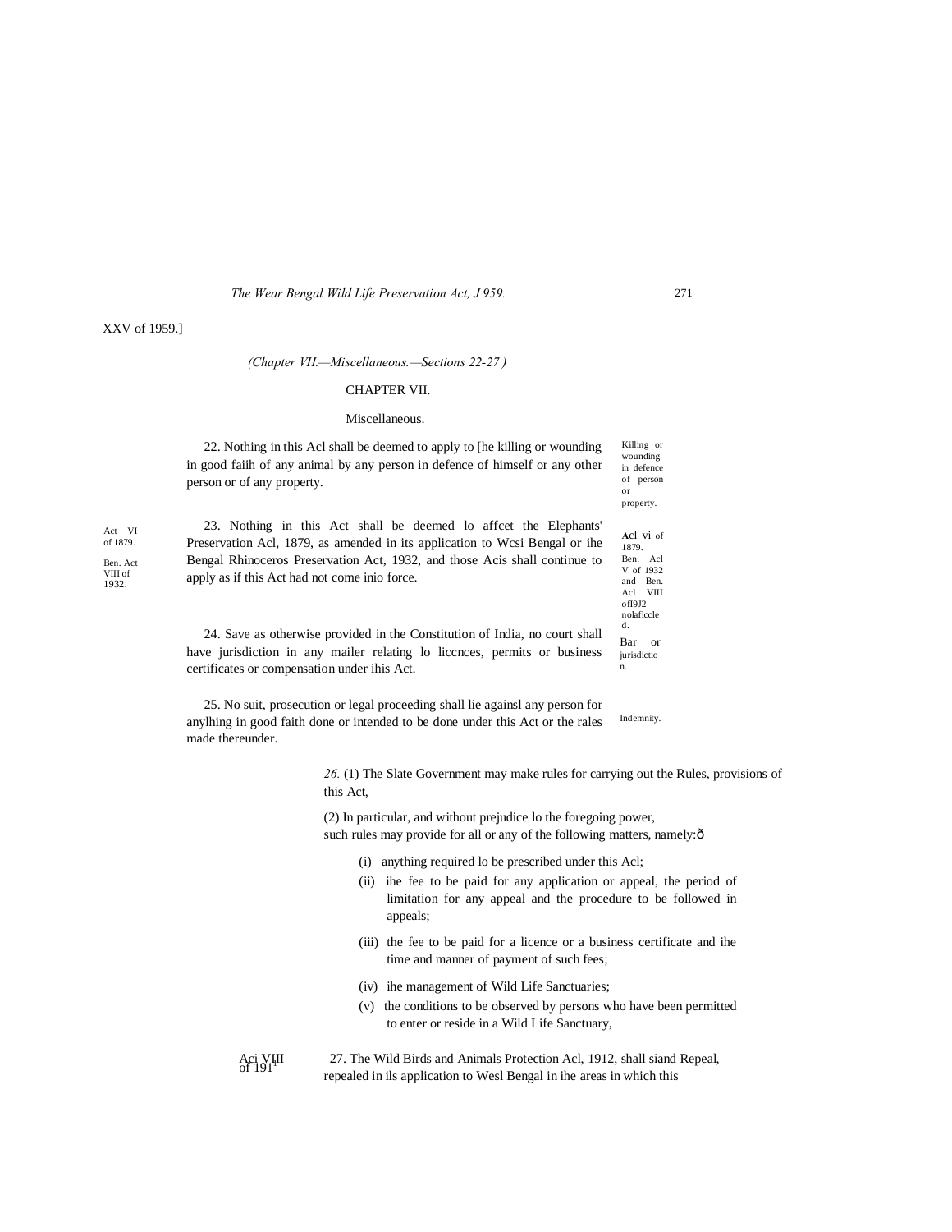XXV of 1959.]

*(Chapter VII.—Miscellaneous.—Sections 22-27 )*

## CHAPTER VII.

### Miscellaneous.

Killing or wounding in defence of person or property.

22. Nothing in this Acl shall be deemed to apply to [he killing or wounding in good faiih of any animal by any person in defence of himself or any other person or of any property.

Act VI of 1879.

Ben. Act VIII of 1932.

Acl vi of 1879. Ben. Acl V of 1932 and Ben. Acl VIII of19J2 nolaflccled.

23. Nothing in this Act shall be deemed lo affcet the Elephants' Preservation Acl, 1879, as amended in its application to Wcsi Bengal or ihe Bengal Rhinoceros Preservation Act, 1932, and those Acis shall continue to apply as if this Act had not come inio force.

Bar or jurisdiction.

24. Save as otherwise provided in the Constitution of India, no court shall have jurisdiction in any mailer relating lo liccnces, permits or business certificates or compensation under ihis Act.

Indemnity.

25. No suit, prosecution or legal proceeding shall lie againsl any person for anylhing in good faith done or intended to be done under this Act or the rales made thereunder.

*26.* (1) The Slate Government may make rules for carrying out the Rules, provisions of this Act,

(2) In particular, and without prejudice lo the foregoing power, such rules may provide for all or any of the following matters, namely:—

(i) anything required lo be prescribed under this Acl;

(ii) ihe fee to be paid for any application or appeal, the period of limitation for any appeal and the procedure to be followed in appeals;

(iii) the fee to be paid for a licence or a business certificate and ihe time and manner of payment of such fees;

(iv) ihe management of Wild Life Sanctuaries;

(v) the conditions to be observed by persons who have been permitted to enter or reside in a Wild Life Sanctuary,

Aci VIII of 1912

27. The Wild Birds and Animals Protection Acl, 1912, shall siand Repeal, repealed in ils application to Wesl Bengal in ihe areas in which this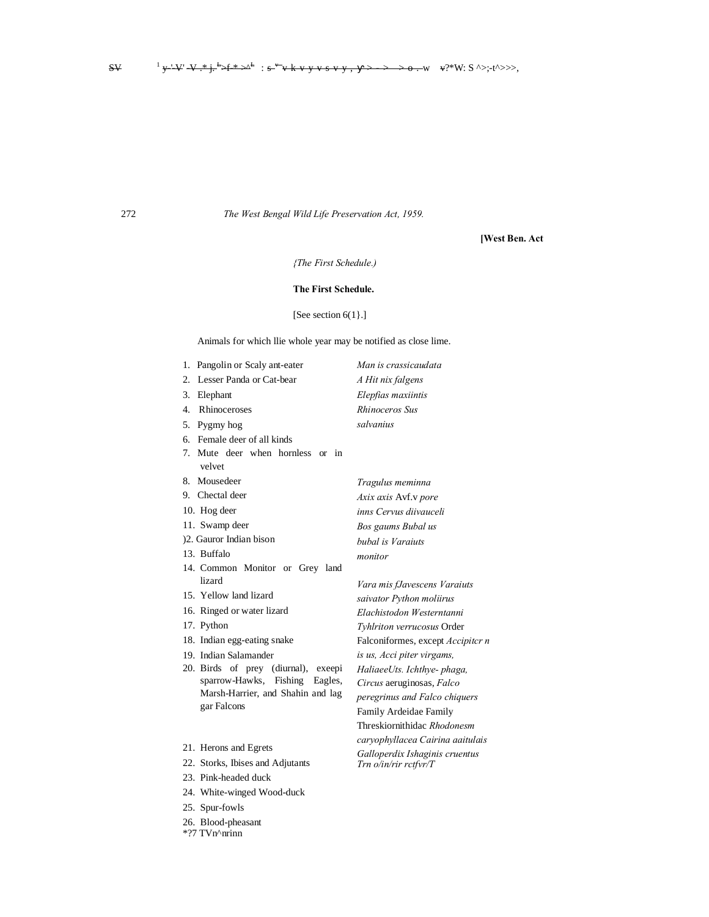**[West Ben. Act**

*{The First Schedule.)*

### The First Schedule.

[See section 6(1}.]

Animals for which llie whole year may be notified as close lime.

| | |
|---|---|
| 1. Pangolin or Scaly ant-eater | *Man is crassicaudata* |
| 2. Lesser Panda or Cat-bear | *A Hit nix falgens* |
| 3. Elephant | *Elepfias maxiintis* |
| 4. Rhinoceroses | *Rhinoceros Sus* |
| 5. Pygmy hog | *salvanius* |
| 6. Female deer of all kinds | |
| 7. Mute deer when hornless or in velvet | |
| 8. Mousedeer | *Tragulus meminna* |
| 9. Chectal deer | *Axix axis* Avf.v *pore* |
| 10. Hog deer | *inns Cervus diivauceli* |
| 11. Swamp deer | *Bos gaums Bubal us* |
| )2. Gauror Indian bison | *bubal is Varaiuts* |
| 13. Buffalo | *monitor* |
| 14. Common Monitor or Grey land lizard | |
| 15. Yellow land lizard | *Vara mis fJavescens Varaiuts* |
| 16. Ringed or water lizard | *saivator Python moliirus* |
| 17. Python | *Elachistodon Westerntanni* |
| 18. Indian egg-eating snake | *Tyhlriton verrucosus* Order |
| 19. Indian Salamander | Falconiformes, except *Accipitcr n* |
| 20. Birds of prey (diurnal), exeepi sparrow-Hawks, Fishing Eagles, Marsh-Harrier, and Shahin and lag gar Falcons | *is us, Acci piter virgams, HaliaeeUts. Ichthye- phaga, Circus* aeruginosas, *Falco peregrinus and Falco chiquers* |
| 21. Herons and Egrets | Family Ardeidae Family |
| 22. Storks, Ibises and Adjutants | Threskiornithidac *Rhodonesm* |
| 23. Pink-headed duck | *caryophyllacea Cairina aaitulais* |
| 24. White-winged Wood-duck | *Galloperdix Ishaginis cruentus* |
| 25. Spur-fowls | *Trn o/in/rir rctfvr/T* |
| 26. Blood-pheasant | |
| *?7 TVn^nrinn | |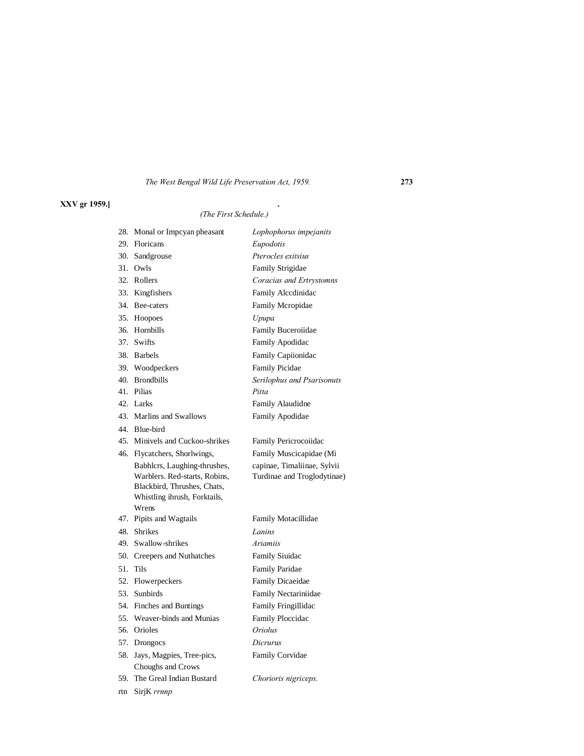XXV gr 1959.]

*(The First Schedule.)*

| | | |
|---|---|---|
| 28. | Monal or Impcyan pheasant | *Lophophorus impejanits* |
| 29. | Floricans | *Eupodotis* |
| 30. | Sandgrouse | *Pterocles exitsius* |
| 31. | Owls | Family Strigidae |
| 32. | Rollers | *Coracias and Ertrystomns* |
| 33. | Kingfishers | Family Alccdinidac |
| 34. | Bee-caters | Family Mcropidae |
| 35. | Hoopoes | *Upupa* |
| 36. | Hornbills | Family Buceroiidae |
| 37. | Swifts | Family Apodidac |
| 38. | Barbels | Family Capiionidac |
| 39. | Woodpeckers | Family Picidae |
| 40. | Brondbills | *Serilophus and Psarisonuts* |
| 41. | Pilias | *Pitta* |
| 42. | Larks | Family Alaudidne |
| 43. | Marlins and Swallows | Family Apodidae |
| 44. | Blue-bird | |
| 45. | Minivels and Cuckoo-shrikes | Family Pericrocoiidac |
| 46. | Flycatchers, Shorlwings, Babhlcrs, Laughing-thrushes, Warblers. Red-starts, Robins, Blackbird, Thrushes, Chats, Whistling ihrush, Forktails, Wrens | Family Muscicapidae (Mi capinae, Timaliinae, Sylvii Turdinae and Troglodytinae) |
| 47. | Pipits and Wagtails | Family Motacillidae |
| 48. | Shrikes | *Lanins* |
| 49. | Swallow-shrikes | *Ariamiis* |
| 50. | Creepers and Nuthatches | Family Siuidac |
| 51. | Tils | Family Paridae |
| 52. | Flowerpeckers | Family Dicaeidae |
| 53. | Sunbirds | Family Nectariniidae |
| 54. | Finches and Buntings | Family Fringillidac |
| 55. | Weaver-binds and Munias | Family Ploccidac |
| 56. | Orioles | *Oriolus* |
| 57. | Drongocs | *Dicrurus* |
| 58. | Jays, Magpies, Tree-pics, Choughs and Crows | Family Corvidae |
| 59. | The Greal Indian Bustard | *Chorioris nigriceps.* |
| rtn | SirjK *rrnnp* | |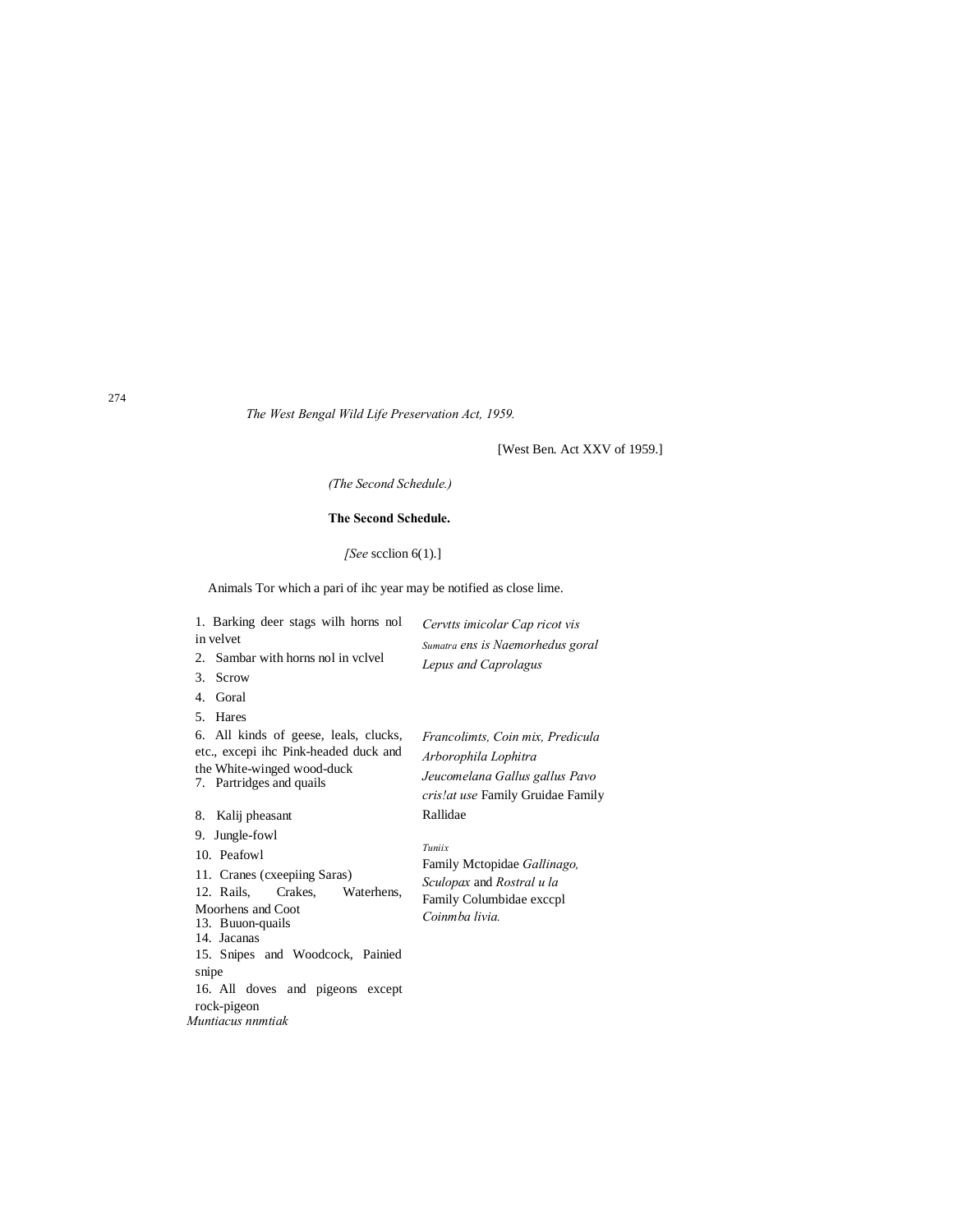*(The Second Schedule.)*

**The Second Schedule.**

*[See* scclion 6(1).]

Animals Tor which a pari of ihc year may be notified as close lime.

| | |
|---|---|
| 1. Barking deer stags wilh horns nol in velvet | *Muntiacus nnmtiak* |
| 2. Sambar with horns nol in vclvel | *Cervtts imicolar* |
| 3. Scrow | *Cap ricot vis Sumatra ens is* |
| 4. Goral | *Naemorhedus goral* |
| 5. Hares | *Lepus and Caprolagus* |
| 6. All kinds of geese, leals, clucks, etc., excepi ihc Pink-headed duck and the White-winged wood-duck | |
| 7. Partridges and quails | *Francolimts, Coin mix, Predicula Arborophila* |
| 8. Kalij pheasant | *Lophitra Jeucomelana* |
| 9. Jungle-fowl | *Gallus gallus* |
| 10. Peafowl | *Pavo cris!at use* |
| 11. Cranes (cxeepiing Saras) | Family Gruidae |
| 12. Rails, Crakes, Waterhens, Moorhens and Coot | Family Rallidae |
| 13. Buuon-quails | *Tuniix* |
| 14. Jacanas | Family Mctopidae |
| 15. Snipes and Woodcock, Painied snipe | *Gallinago, Sculopax* and *Rostral u la* |
| 16. All doves and pigeons except rock-pigeon | Family Columbidae exccpl *Coinmba livia.* |